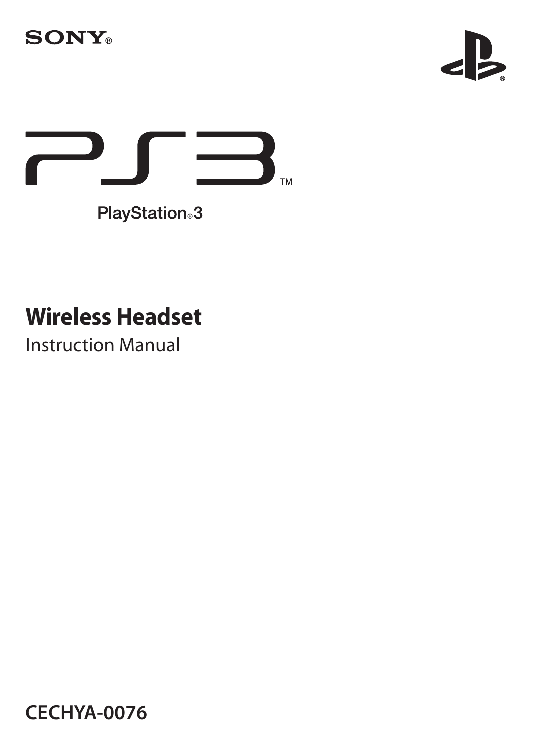SONY®

PS3™

PlayStation®3

# Wireless Headset

Instruction Manual

**CECHYA-0076**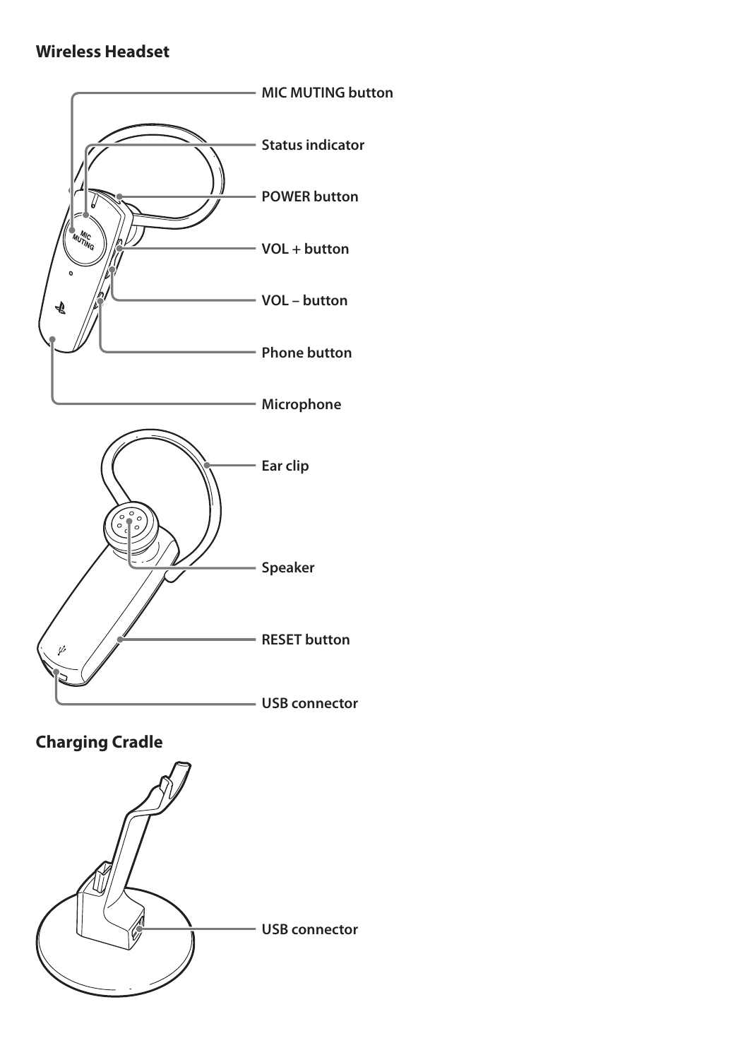## Wireless Headset

MIC MUTING button

Status indicator

POWER button

VOL + button

VOL – button

Phone button

Microphone

Ear clip

Speaker

RESET button

USB connector

## Charging Cradle

USB connector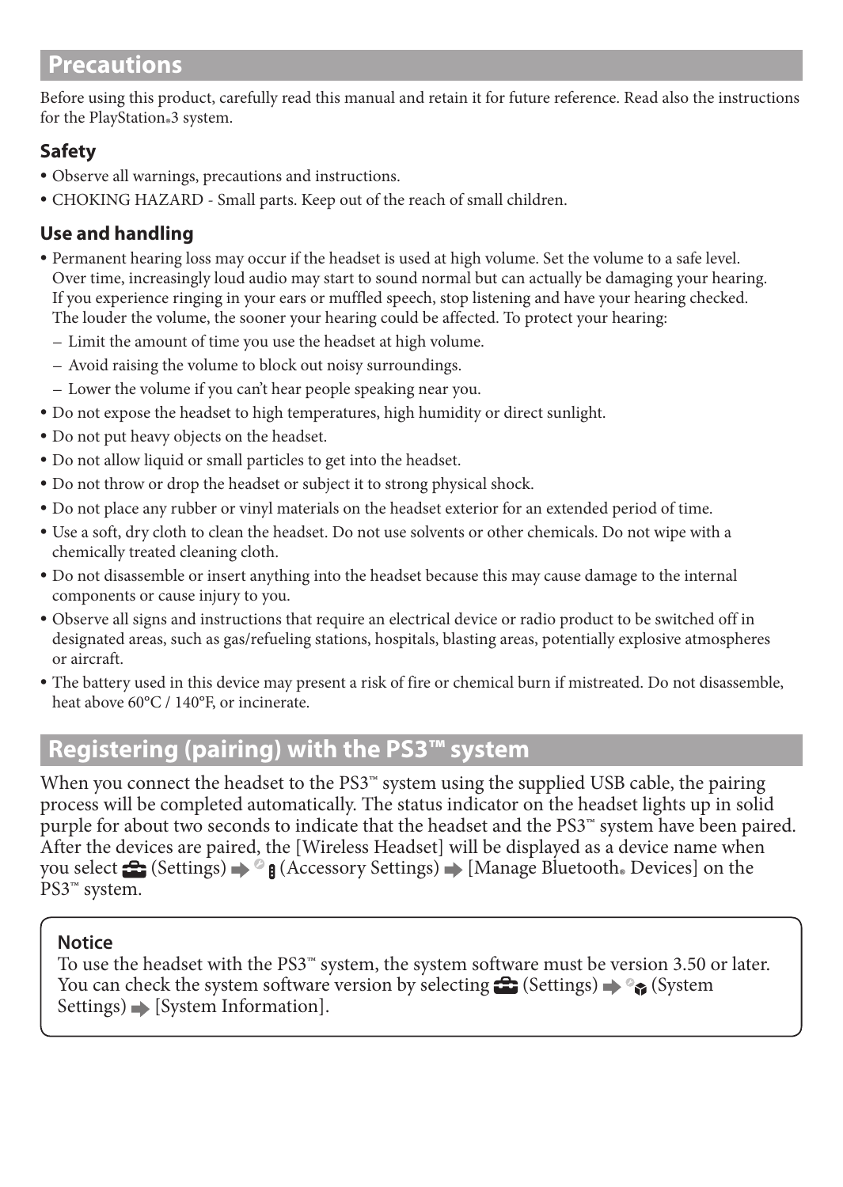## Precautions

Before using this product, carefully read this manual and retain it for future reference. Read also the instructions for the PlayStation®3 system.

### Safety

- Observe all warnings, precautions and instructions.
- CHOKING HAZARD - Small parts. Keep out of the reach of small children.

### Use and handling

- Permanent hearing loss may occur if the headset is used at high volume. Set the volume to a safe level. Over time, increasingly loud audio may start to sound normal but can actually be damaging your hearing. If you experience ringing in your ears or muffled speech, stop listening and have your hearing checked. The louder the volume, the sooner your hearing could be affected. To protect your hearing:
  - Limit the amount of time you use the headset at high volume.
  - Avoid raising the volume to block out noisy surroundings.
  - Lower the volume if you can't hear people speaking near you.
- Do not expose the headset to high temperatures, high humidity or direct sunlight.
- Do not put heavy objects on the headset.
- Do not allow liquid or small particles to get into the headset.
- Do not throw or drop the headset or subject it to strong physical shock.
- Do not place any rubber or vinyl materials on the headset exterior for an extended period of time.
- Use a soft, dry cloth to clean the headset. Do not use solvents or other chemicals. Do not wipe with a chemically treated cleaning cloth.
- Do not disassemble or insert anything into the headset because this may cause damage to the internal components or cause injury to you.
- Observe all signs and instructions that require an electrical device or radio product to be switched off in designated areas, such as gas/refueling stations, hospitals, blasting areas, potentially explosive atmospheres or aircraft.
- The battery used in this device may present a risk of fire or chemical burn if mistreated. Do not disassemble, heat above 60°C / 140°F, or incinerate.

## Registering (pairing) with the PS3™ system

When you connect the headset to the PS3™ system using the supplied USB cable, the pairing process will be completed automatically. The status indicator on the headset lights up in solid purple for about two seconds to indicate that the headset and the PS3™ system have been paired. After the devices are paired, the [Wireless Headset] will be displayed as a device name when you select (Settings) ➡ (Accessory Settings) ➡ [Manage Bluetooth® Devices] on the PS3™ system.

**Notice**

To use the headset with the PS3™ system, the system software must be version 3.50 or later. You can check the system software version by selecting (Settings) ➡ (System Settings) ➡ [System Information].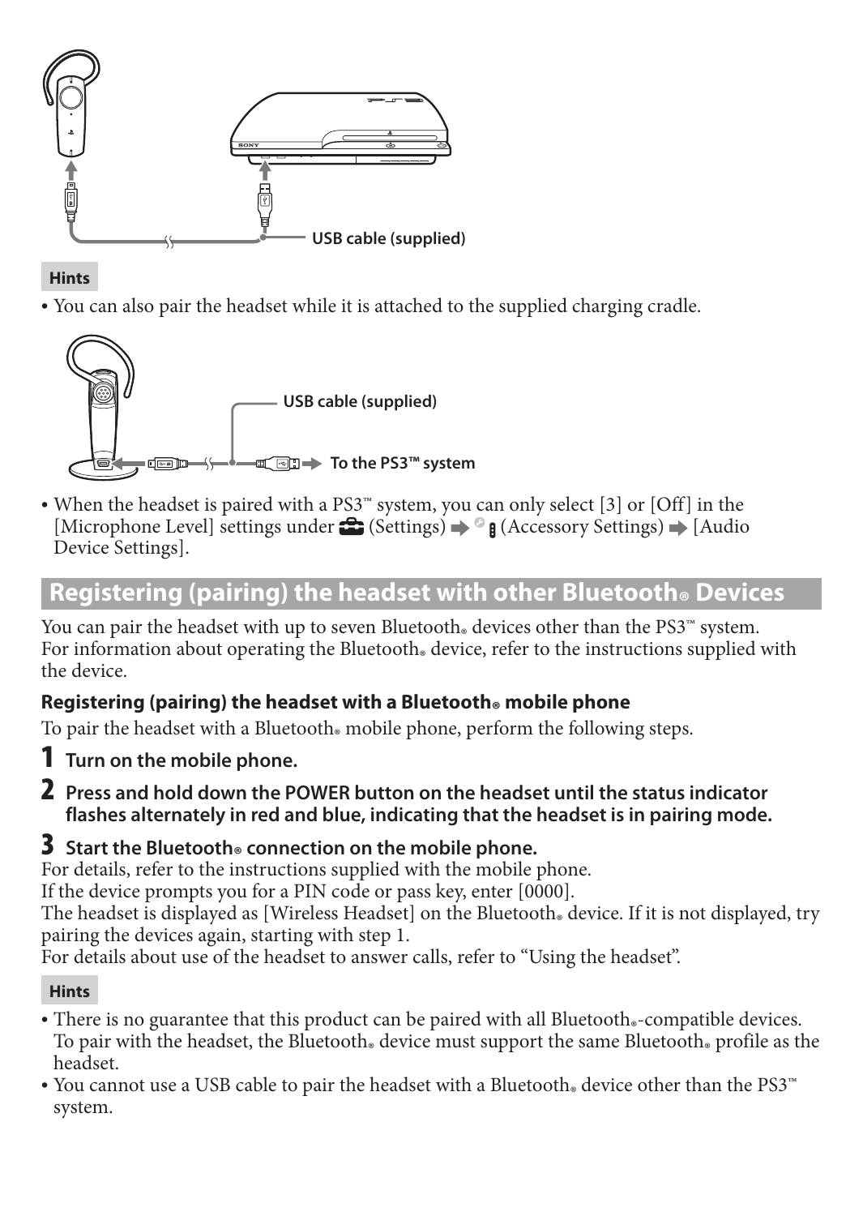USB cable (supplied)

**Hints**

- You can also pair the headset while it is attached to the supplied charging cradle.

USB cable (supplied)

To the PS3™ system

- When the headset is paired with a PS3™ system, you can only select [3] or [Off] in the [Microphone Level] settings under (Settings) ➡ (Accessory Settings) ➡ [Audio Device Settings].

## Registering (pairing) the headset with other Bluetooth® Devices

You can pair the headset with up to seven Bluetooth® devices other than the PS3™ system.
For information about operating the Bluetooth® device, refer to the instructions supplied with the device.

### Registering (pairing) the headset with a Bluetooth® mobile phone

To pair the headset with a Bluetooth® mobile phone, perform the following steps.

1. **Turn on the mobile phone.**
2. **Press and hold down the POWER button on the headset until the status indicator flashes alternately in red and blue, indicating that the headset is in pairing mode.**
3. **Start the Bluetooth® connection on the mobile phone.**
   For details, refer to the instructions supplied with the mobile phone.
   If the device prompts you for a PIN code or pass key, enter [0000].
   The headset is displayed as [Wireless Headset] on the Bluetooth® device. If it is not displayed, try pairing the devices again, starting with step 1.
   For details about use of the headset to answer calls, refer to "Using the headset".

**Hints**

- There is no guarantee that this product can be paired with all Bluetooth®-compatible devices. To pair with the headset, the Bluetooth® device must support the same Bluetooth® profile as the headset.
- You cannot use a USB cable to pair the headset with a Bluetooth® device other than the PS3™ system.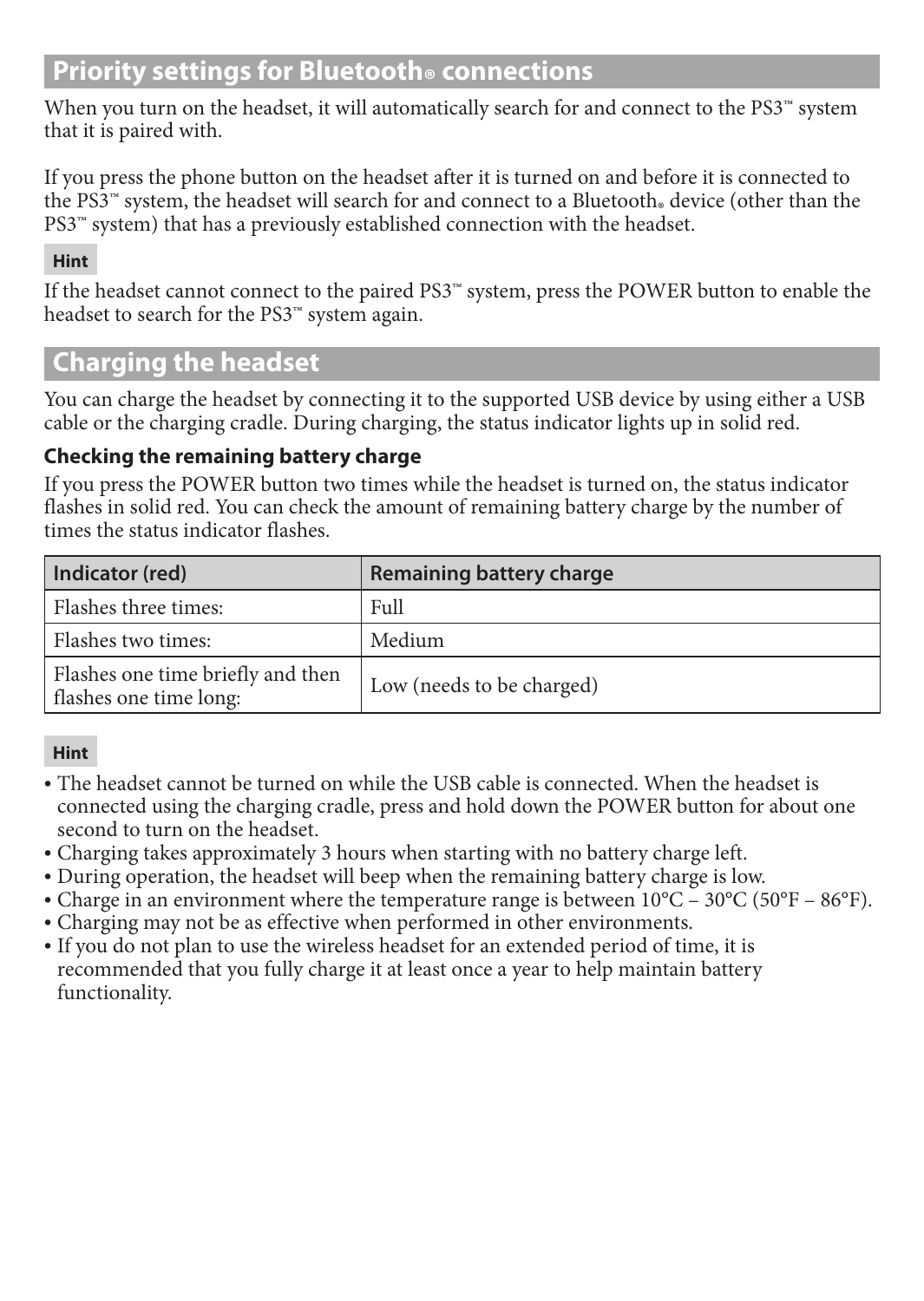## Priority settings for Bluetooth® connections

When you turn on the headset, it will automatically search for and connect to the PS3™ system that it is paired with.

If you press the phone button on the headset after it is turned on and before it is connected to the PS3™ system, the headset will search for and connect to a Bluetooth® device (other than the PS3™ system) that has a previously established connection with the headset.

**Hint**

If the headset cannot connect to the paired PS3™ system, press the POWER button to enable the headset to search for the PS3™ system again.

## Charging the headset

You can charge the headset by connecting it to the supported USB device by using either a USB cable or the charging cradle. During charging, the status indicator lights up in solid red.

### Checking the remaining battery charge

If you press the POWER button two times while the headset is turned on, the status indicator flashes in solid red. You can check the amount of remaining battery charge by the number of times the status indicator flashes.

| Indicator (red) | Remaining battery charge |
|---|---|
| Flashes three times: | Full |
| Flashes two times: | Medium |
| Flashes one time briefly and then flashes one time long: | Low (needs to be charged) |

**Hint**

- The headset cannot be turned on while the USB cable is connected. When the headset is connected using the charging cradle, press and hold down the POWER button for about one second to turn on the headset.
- Charging takes approximately 3 hours when starting with no battery charge left.
- During operation, the headset will beep when the remaining battery charge is low.
- Charge in an environment where the temperature range is between 10°C – 30°C (50°F – 86°F).
- Charging may not be as effective when performed in other environments.
- If you do not plan to use the wireless headset for an extended period of time, it is recommended that you fully charge it at least once a year to help maintain battery functionality.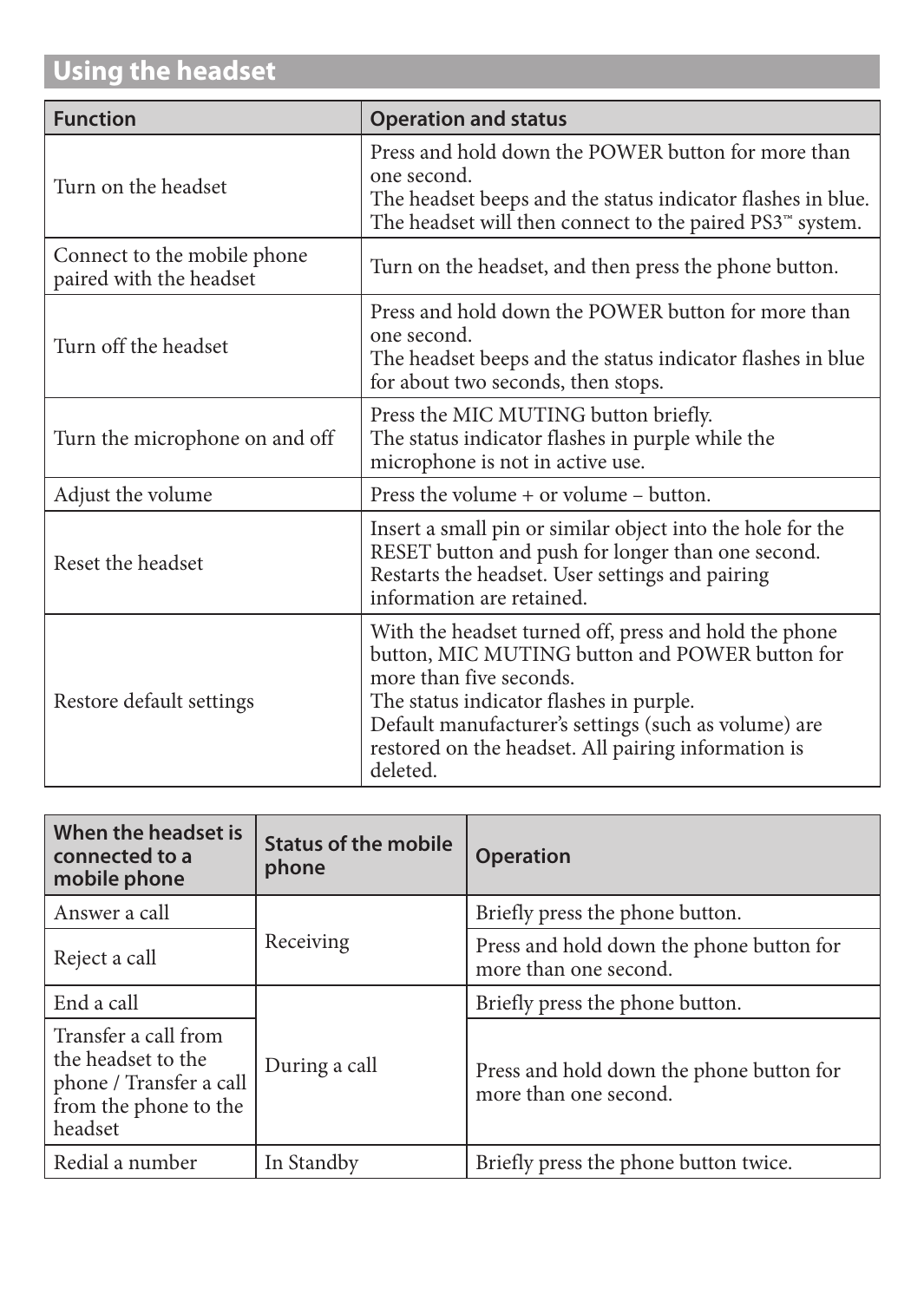## Using the headset

| Function | Operation and status |
| --- | --- |
| Turn on the headset | Press and hold down the POWER button for more than one second. The headset beeps and the status indicator flashes in blue. The headset will then connect to the paired PS3™ system. |
| Connect to the mobile phone paired with the headset | Turn on the headset, and then press the phone button. |
| Turn off the headset | Press and hold down the POWER button for more than one second. The headset beeps and the status indicator flashes in blue for about two seconds, then stops. |
| Turn the microphone on and off | Press the MIC MUTING button briefly. The status indicator flashes in purple while the microphone is not in active use. |
| Adjust the volume | Press the volume + or volume – button. |
| Reset the headset | Insert a small pin or similar object into the hole for the RESET button and push for longer than one second. Restarts the headset. User settings and pairing information are retained. |
| Restore default settings | With the headset turned off, press and hold the phone button, MIC MUTING button and POWER button for more than five seconds. The status indicator flashes in purple. Default manufacturer's settings (such as volume) are restored on the headset. All pairing information is deleted. |

| When the headset is connected to a mobile phone | Status of the mobile phone | Operation |
| --- | --- | --- |
| Answer a call | Receiving | Briefly press the phone button. |
| Reject a call | | Press and hold down the phone button for more than one second. |
| End a call | During a call | Briefly press the phone button. |
| Transfer a call from the headset to the phone / Transfer a call from the phone to the headset | | Press and hold down the phone button for more than one second. |
| Redial a number | In Standby | Briefly press the phone button twice. |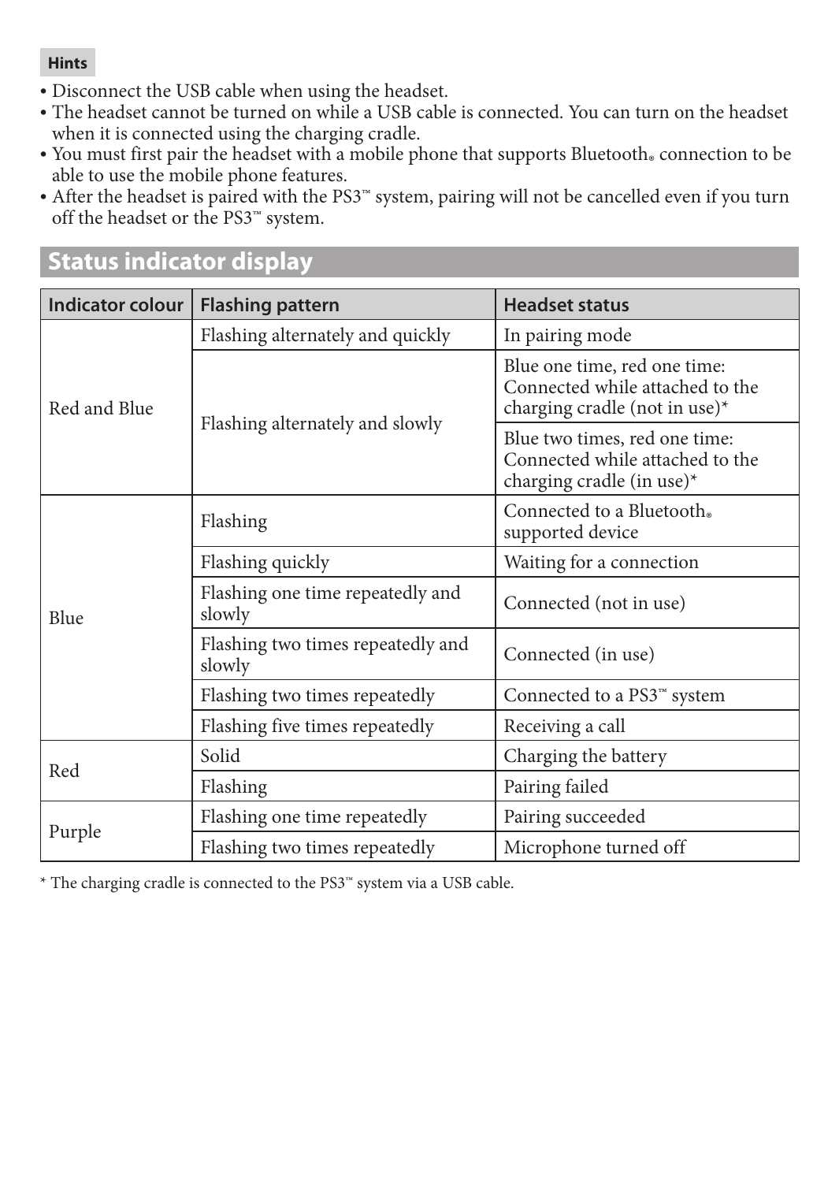**Hints**

- Disconnect the USB cable when using the headset.
- The headset cannot be turned on while a USB cable is connected. You can turn on the headset when it is connected using the charging cradle.
- You must first pair the headset with a mobile phone that supports Bluetooth® connection to be able to use the mobile phone features.
- After the headset is paired with the PS3™ system, pairing will not be cancelled even if you turn off the headset or the PS3™ system.

## Status indicator display

| Indicator colour | Flashing pattern | Headset status |
| --- | --- | --- |
| Red and Blue | Flashing alternately and quickly | In pairing mode |
| | Flashing alternately and slowly | Blue one time, red one time: Connected while attached to the charging cradle (not in use)* |
| | | Blue two times, red one time: Connected while attached to the charging cradle (in use)* |
| Blue | Flashing | Connected to a Bluetooth® supported device |
| | Flashing quickly | Waiting for a connection |
| | Flashing one time repeatedly and slowly | Connected (not in use) |
| | Flashing two times repeatedly and slowly | Connected (in use) |
| | Flashing two times repeatedly | Connected to a PS3™ system |
| | Flashing five times repeatedly | Receiving a call |
| Red | Solid | Charging the battery |
| | Flashing | Pairing failed |
| Purple | Flashing one time repeatedly | Pairing succeeded |
| | Flashing two times repeatedly | Microphone turned off |

* The charging cradle is connected to the PS3™ system via a USB cable.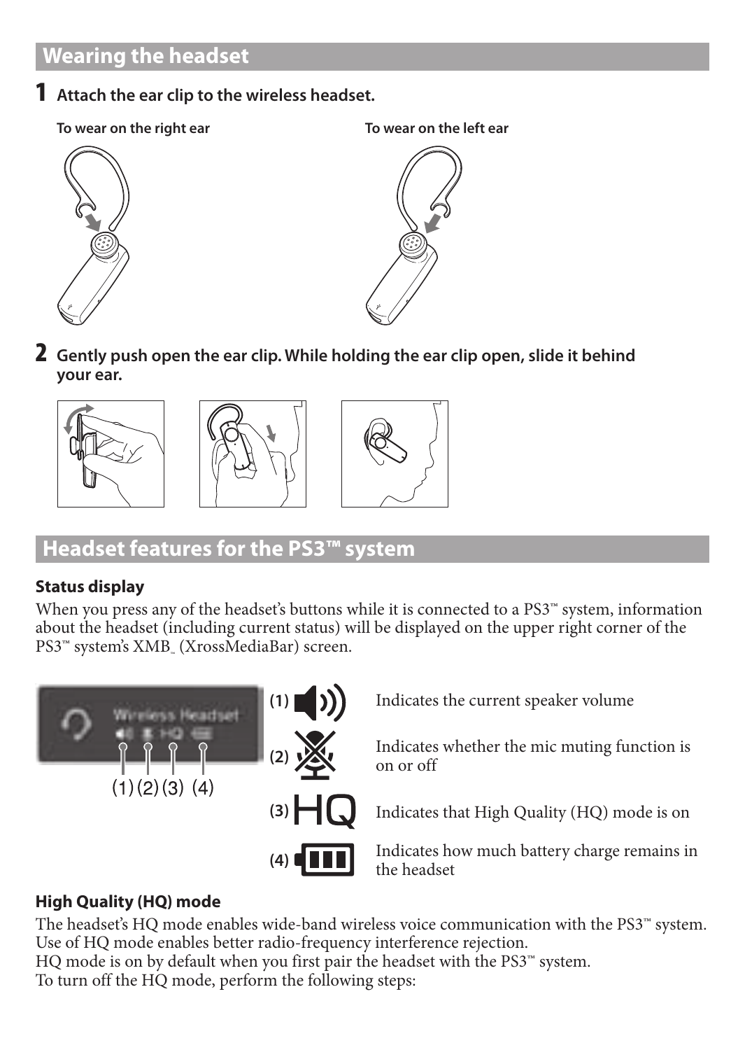## Wearing the headset

**1** **Attach the ear clip to the wireless headset.**

**To wear on the right ear**

**To wear on the left ear**

**2** **Gently push open the ear clip. While holding the ear clip open, slide it behind your ear.**

## Headset features for the PS3™ system

### Status display

When you press any of the headset's buttons while it is connected to a PS3™ system, information about the headset (including current status) will be displayed on the upper right corner of the PS3™ system's XMB™ (XrossMediaBar) screen.

(1)(2)(3) (4)

(1) Indicates the current speaker volume

(2) Indicates whether the mic muting function is on or off

(3) HQ Indicates that High Quality (HQ) mode is on

(4) Indicates how much battery charge remains in the headset

### High Quality (HQ) mode

The headset's HQ mode enables wide-band wireless voice communication with the PS3™ system. Use of HQ mode enables better radio-frequency interference rejection.
HQ mode is on by default when you first pair the headset with the PS3™ system.
To turn off the HQ mode, perform the following steps: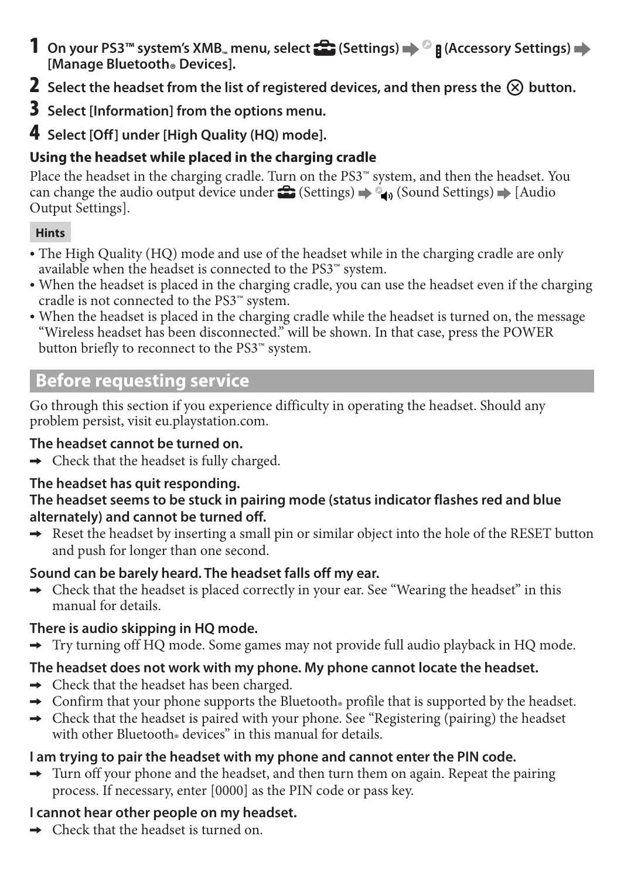**1** **On your PS3™ system's XMB™ menu, select (Settings) ➡ (Accessory Settings) ➡ [Manage Bluetooth® Devices].**

**2** **Select the headset from the list of registered devices, and then press the ⊗ button.**

**3** **Select [Information] from the options menu.**

**4** **Select [Off] under [High Quality (HQ) mode].**

### Using the headset while placed in the charging cradle

Place the headset in the charging cradle. Turn on the PS3™ system, and then the headset. You can change the audio output device under (Settings) ➡ (Sound Settings) ➡ [Audio Output Settings].

**Hints**

- The High Quality (HQ) mode and use of the headset while in the charging cradle are only available when the headset is connected to the PS3™ system.
- When the headset is placed in the charging cradle, you can use the headset even if the charging cradle is not connected to the PS3™ system.
- When the headset is placed in the charging cradle while the headset is turned on, the message "Wireless headset has been disconnected." will be shown. In that case, press the POWER button briefly to reconnect to the PS3™ system.

## Before requesting service

Go through this section if you experience difficulty in operating the headset. Should any problem persist, visit eu.playstation.com.

### The headset cannot be turned on.

➡ Check that the headset is fully charged.

### The headset has quit responding. The headset seems to be stuck in pairing mode (status indicator flashes red and blue alternately) and cannot be turned off.

➡ Reset the headset by inserting a small pin or similar object into the hole of the RESET button and push for longer than one second.

### Sound can be barely heard. The headset falls off my ear.

➡ Check that the headset is placed correctly in your ear. See "Wearing the headset" in this manual for details.

### There is audio skipping in HQ mode.

➡ Try turning off HQ mode. Some games may not provide full audio playback in HQ mode.

### The headset does not work with my phone. My phone cannot locate the headset.

➡ Check that the headset has been charged.

➡ Confirm that your phone supports the Bluetooth® profile that is supported by the headset.

➡ Check that the headset is paired with your phone. See "Registering (pairing) the headset with other Bluetooth® devices" in this manual for details.

### I am trying to pair the headset with my phone and cannot enter the PIN code.

➡ Turn off your phone and the headset, and then turn them on again. Repeat the pairing process. If necessary, enter [0000] as the PIN code or pass key.

### I cannot hear other people on my headset.

➡ Check that the headset is turned on.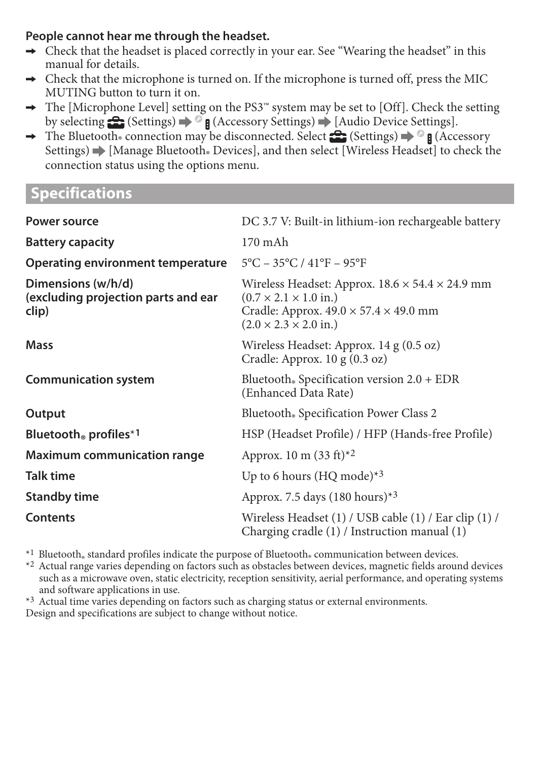**People cannot hear me through the headset.**

- ➡ Check that the headset is placed correctly in your ear. See "Wearing the headset" in this manual for details.
- ➡ Check that the microphone is turned on. If the microphone is turned off, press the MIC MUTING button to turn it on.
- ➡ The [Microphone Level] setting on the PS3™ system may be set to [Off]. Check the setting by selecting (Settings) ➡ (Accessory Settings) ➡ [Audio Device Settings].
- ➡ The Bluetooth® connection may be disconnected. Select (Settings) ➡ (Accessory Settings) ➡ [Manage Bluetooth® Devices], and then select [Wireless Headset] to check the connection status using the options menu.

## Specifications

| | |
|---|---|
| **Power source** | DC 3.7 V: Built-in lithium-ion rechargeable battery |
| **Battery capacity** | 170 mAh |
| **Operating environment temperature** | 5°C – 35°C / 41°F – 95°F |
| **Dimensions (w/h/d) (excluding projection parts and ear clip)** | Wireless Headset: Approx. 18.6 × 54.4 × 24.9 mm (0.7 × 2.1 × 1.0 in.)<br>Cradle: Approx. 49.0 × 57.4 × 49.0 mm (2.0 × 2.3 × 2.0 in.) |
| **Mass** | Wireless Headset: Approx. 14 g (0.5 oz)<br>Cradle: Approx. 10 g (0.3 oz) |
| **Communication system** | Bluetooth® Specification version 2.0 + EDR (Enhanced Data Rate) |
| **Output** | Bluetooth® Specification Power Class 2 |
| **Bluetooth® profiles**[*1] | HSP (Headset Profile) / HFP (Hands-free Profile) |
| **Maximum communication range** | Approx. 10 m (33 ft)[*2] |
| **Talk time** | Up to 6 hours (HQ mode)[*3] |
| **Standby time** | Approx. 7.5 days (180 hours)[*3] |
| **Contents** | Wireless Headset (1) / USB cable (1) / Ear clip (1) / Charging cradle (1) / Instruction manual (1) |

[*1] Bluetooth® standard profiles indicate the purpose of Bluetooth® communication between devices.

[*2] Actual range varies depending on factors such as obstacles between devices, magnetic fields around devices such as a microwave oven, static electricity, reception sensitivity, aerial performance, and operating systems and software applications in use.

[*3] Actual time varies depending on factors such as charging status or external environments.

Design and specifications are subject to change without notice.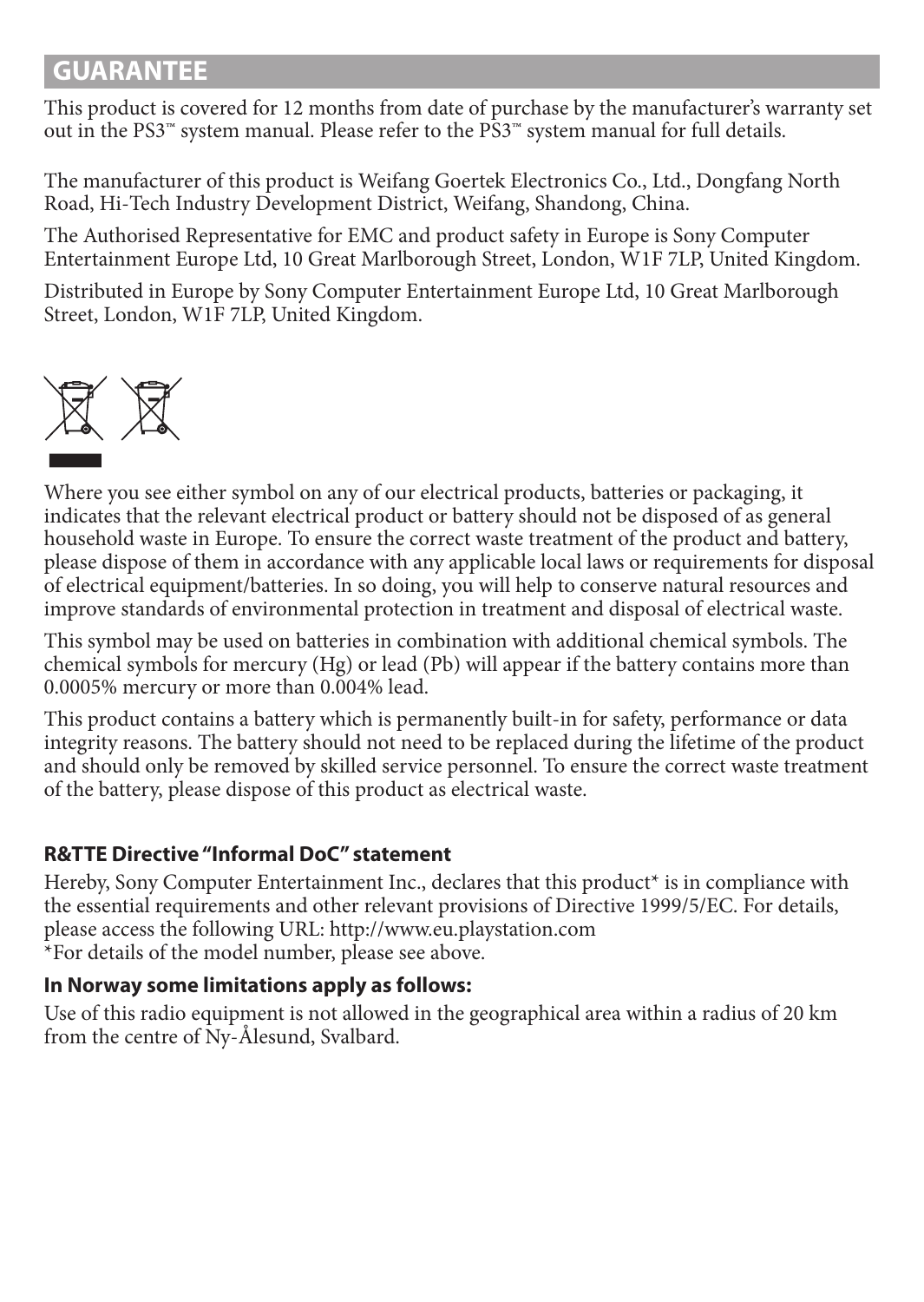## GUARANTEE

This product is covered for 12 months from date of purchase by the manufacturer's warranty set out in the PS3™ system manual. Please refer to the PS3™ system manual for full details.

The manufacturer of this product is Weifang Goertek Electronics Co., Ltd., Dongfang North Road, Hi-Tech Industry Development District, Weifang, Shandong, China.

The Authorised Representative for EMC and product safety in Europe is Sony Computer Entertainment Europe Ltd, 10 Great Marlborough Street, London, W1F 7LP, United Kingdom.

Distributed in Europe by Sony Computer Entertainment Europe Ltd, 10 Great Marlborough Street, London, W1F 7LP, United Kingdom.

Where you see either symbol on any of our electrical products, batteries or packaging, it indicates that the relevant electrical product or battery should not be disposed of as general household waste in Europe. To ensure the correct waste treatment of the product and battery, please dispose of them in accordance with any applicable local laws or requirements for disposal of electrical equipment/batteries. In so doing, you will help to conserve natural resources and improve standards of environmental protection in treatment and disposal of electrical waste.

This symbol may be used on batteries in combination with additional chemical symbols. The chemical symbols for mercury (Hg) or lead (Pb) will appear if the battery contains more than 0.0005% mercury or more than 0.004% lead.

This product contains a battery which is permanently built-in for safety, performance or data integrity reasons. The battery should not need to be replaced during the lifetime of the product and should only be removed by skilled service personnel. To ensure the correct waste treatment of the battery, please dispose of this product as electrical waste.

**R&TTE Directive "Informal DoC" statement**

Hereby, Sony Computer Entertainment Inc., declares that this product* is in compliance with the essential requirements and other relevant provisions of Directive 1999/5/EC. For details, please access the following URL: http://www.eu.playstation.com
*For details of the model number, please see above.

**In Norway some limitations apply as follows:**

Use of this radio equipment is not allowed in the geographical area within a radius of 20 km from the centre of Ny-Ålesund, Svalbard.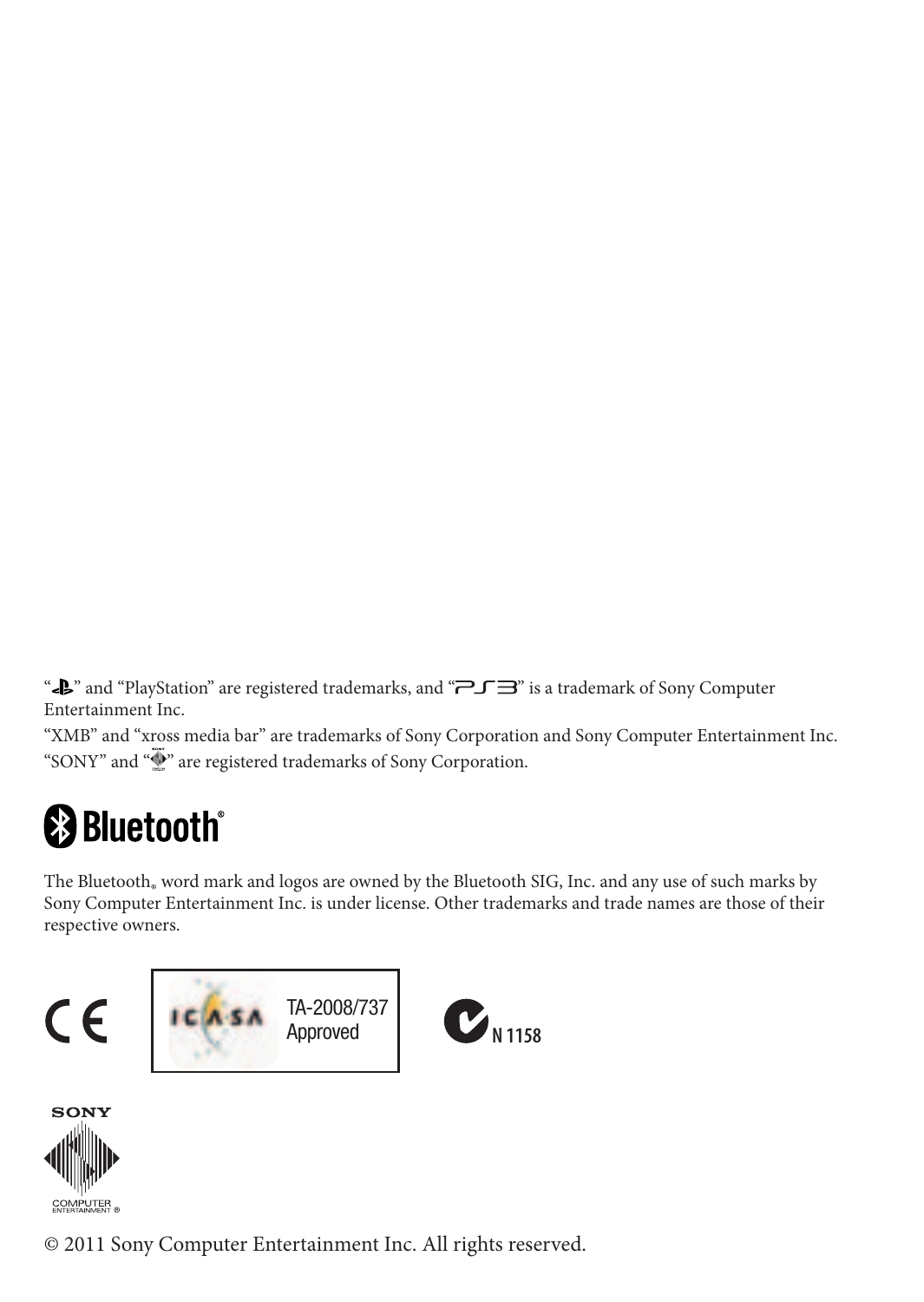"" and "PlayStation" are registered trademarks, and "" is a trademark of Sony Computer Entertainment Inc.

"XMB" and "xross media bar" are trademarks of Sony Corporation and Sony Computer Entertainment Inc.

"SONY" and "" are registered trademarks of Sony Corporation.

Bluetooth®

The Bluetooth® word mark and logos are owned by the Bluetooth SIG, Inc. and any use of such marks by Sony Computer Entertainment Inc. is under license. Other trademarks and trade names are those of their respective owners.

ICASA TA-2008/737 Approved

N 1158

SONY COMPUTER ENTERTAINMENT ®

© 2011 Sony Computer Entertainment Inc. All rights reserved.